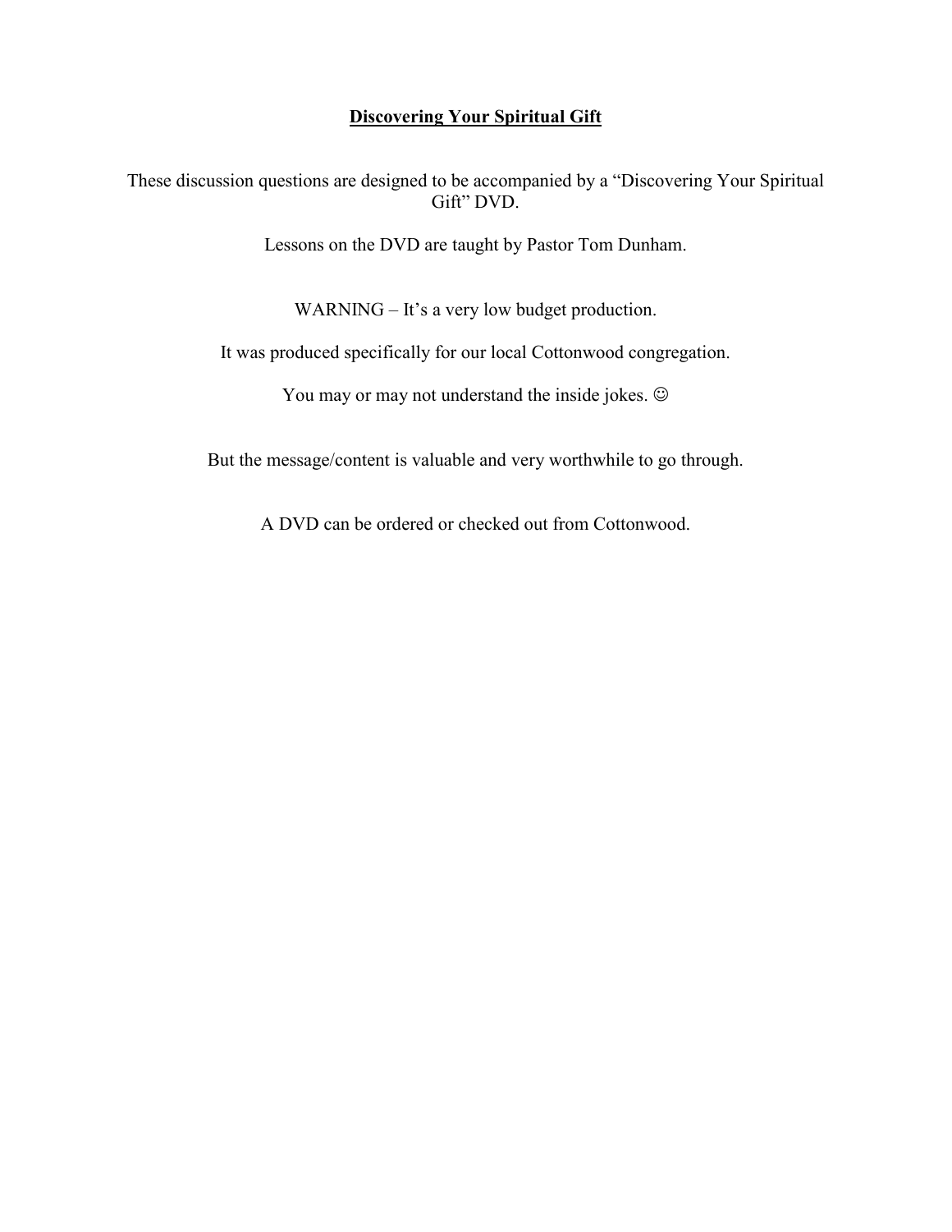# **<u>Discovering Your Spiritual Gift</u>**

These discussion questions are designed to be accompanied by a "Discovering Your Spiritual Gift" DVD.

Lessons on the DVD are taught by Pastor Tom Dunham.

WARNING – It's a very low budget production.

It was produced specifically for our local Cottonwood congregation.

You may or may not understand the inside jokes. ☺

But the message/content is valuable and very worthwhile to go through.

A DVD can be ordered or checked out from Cottonwood.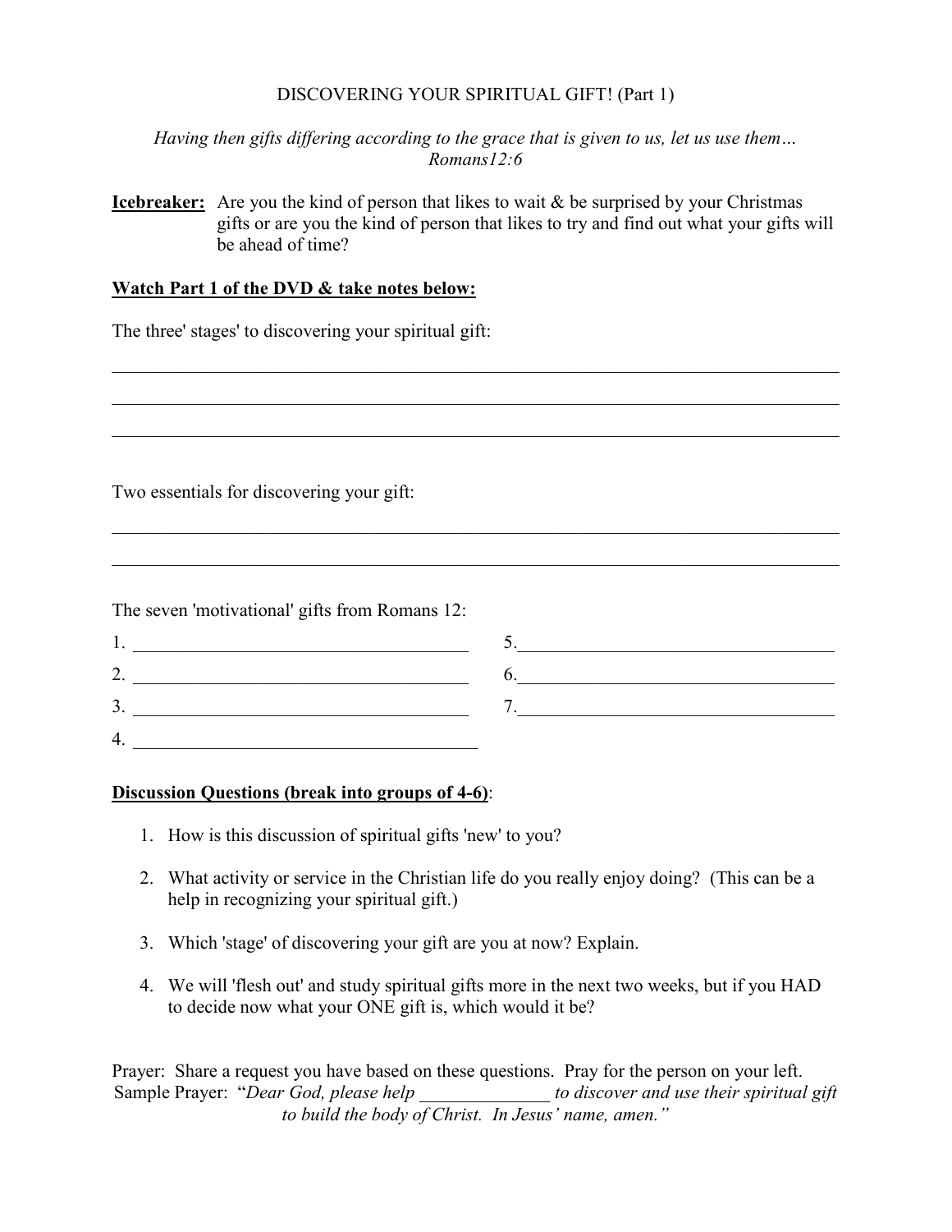# DISCOVERING YOUR SPIRITUAL GIFT! (Part 1)

*Having then gifts differing according to the grace that is given to us, let us use them… Romans12:6*

**Icebreaker:** Are you the kind of person that likes to wait & be surprised by your Christmas gifts or are you the kind of person that likes to try and find out what your gifts will be ahead of time?

**Watch Part 1 of the DVD & take notes below:**

The three' stages' to discovering your spiritual gift:

______________________________________________________________________________

______________________________________________________________________________

______________________________________________________________________________

Two essentials for discovering your gift:

______________________________________________________________________________

______________________________________________________________________________

The seven 'motivational' gifts from Romans 12:

1. ___________________________________
2. ___________________________________
3. ___________________________________
4. ___________________________________
5. ___________________________________
6. ___________________________________
7. ___________________________________

**Discussion Questions (break into groups of 4-6)**:

1. How is this discussion of spiritual gifts 'new' to you?
2. What activity or service in the Christian life do you really enjoy doing? (This can be a help in recognizing your spiritual gift.)
3. Which 'stage' of discovering your gift are you at now? Explain.
4. We will 'flesh out' and study spiritual gifts more in the next two weeks, but if you HAD to decide now what your ONE gift is, which would it be?

Prayer: Share a request you have based on these questions. Pray for the person on your left.
Sample Prayer: "*Dear God, please help ______________ to discover and use their spiritual gift to build the body of Christ. In Jesus' name, amen.*"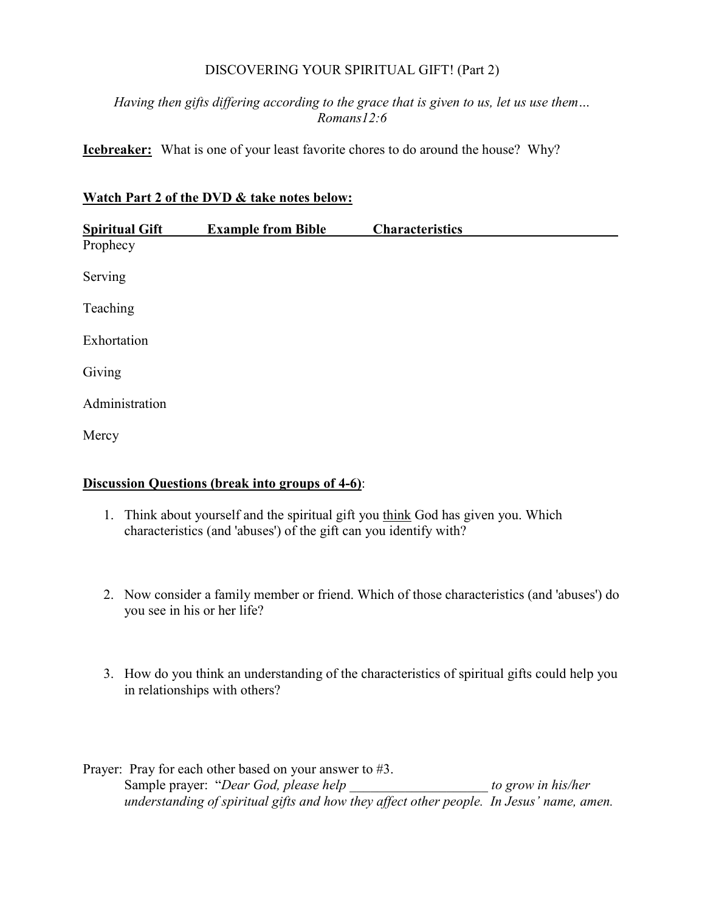# DISCOVERING YOUR SPIRITUAL GIFT! (Part 2)

*Having then gifts differing according to the grace that is given to us, let us use them…*
*Romans12:6*

**Icebreaker:** What is one of your least favorite chores to do around the house? Why?

**Watch Part 2 of the DVD & take notes below:**

| Spiritual Gift | Example from Bible | Characteristics |
| --- | --- | --- |
| Prophecy | | |
| Serving | | |
| Teaching | | |
| Exhortation | | |
| Giving | | |
| Administration | | |
| Mercy | | |

**Discussion Questions (break into groups of 4-6)**:

1. Think about yourself and the spiritual gift you think God has given you. Which characteristics (and 'abuses') of the gift can you identify with?

2. Now consider a family member or friend. Which of those characteristics (and 'abuses') do you see in his or her life?

3. How do you think an understanding of the characteristics of spiritual gifts could help you in relationships with others?

Prayer: Pray for each other based on your answer to #3.

Sample prayer: "*Dear God, please help ____________________ to grow in his/her understanding of spiritual gifts and how they affect other people. In Jesus' name, amen.*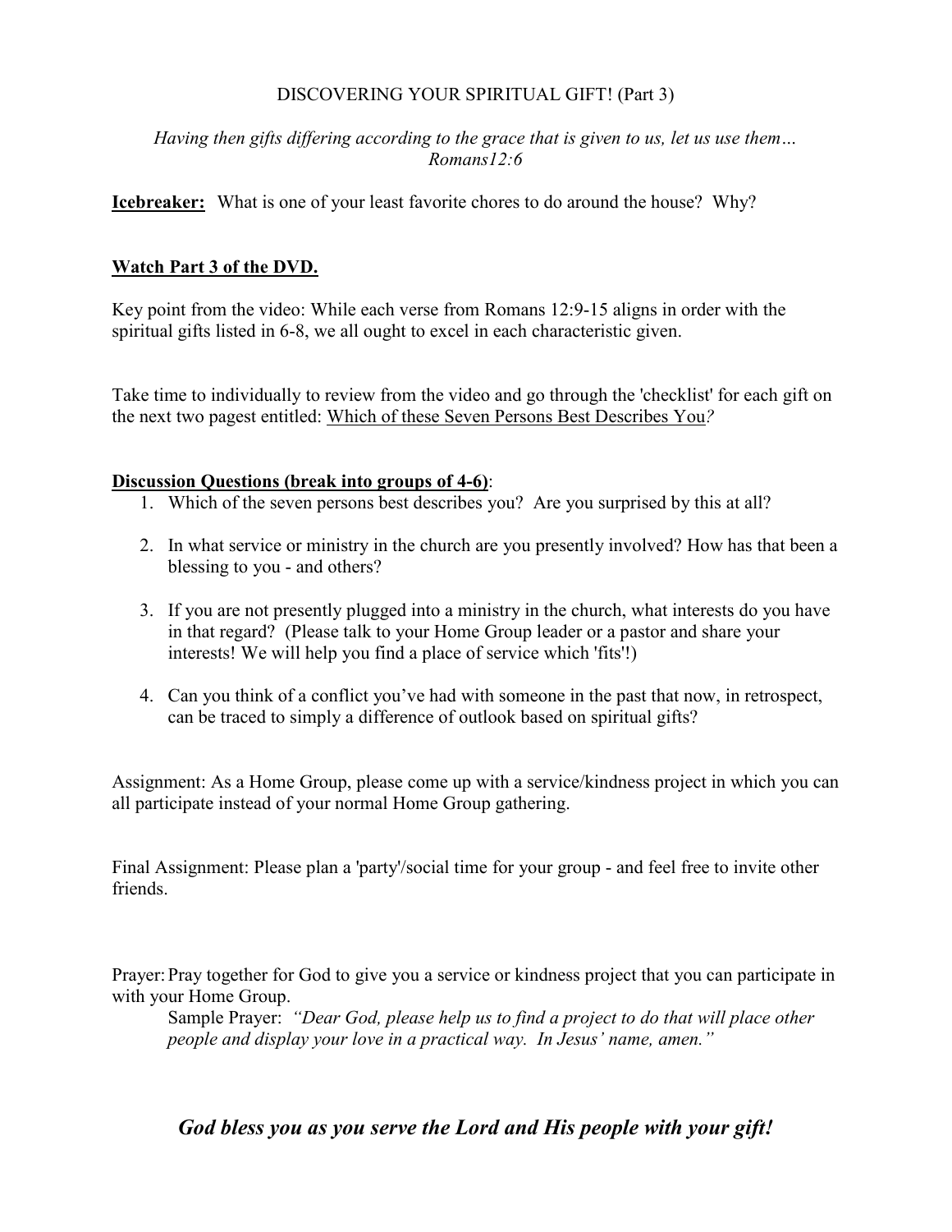# DISCOVERING YOUR SPIRITUAL GIFT! (Part 3)

*Having then gifts differing according to the grace that is given to us, let us use them… Romans12:6*

**Icebreaker:** What is one of your least favorite chores to do around the house? Why?

**Watch Part 3 of the DVD.**

Key point from the video: While each verse from Romans 12:9-15 aligns in order with the spiritual gifts listed in 6-8, we all ought to excel in each characteristic given.

Take time to individually to review from the video and go through the 'checklist' for each gift on the next two pagest entitled: Which of these Seven Persons Best Describes You*?*

**Discussion Questions (break into groups of 4-6)**:

1. Which of the seven persons best describes you? Are you surprised by this at all?
2. In what service or ministry in the church are you presently involved? How has that been a blessing to you - and others?
3. If you are not presently plugged into a ministry in the church, what interests do you have in that regard? (Please talk to your Home Group leader or a pastor and share your interests! We will help you find a place of service which 'fits'!)
4. Can you think of a conflict you've had with someone in the past that now, in retrospect, can be traced to simply a difference of outlook based on spiritual gifts?

Assignment: As a Home Group, please come up with a service/kindness project in which you can all participate instead of your normal Home Group gathering.

Final Assignment: Please plan a 'party'/social time for your group - and feel free to invite other friends.

Prayer: Pray together for God to give you a service or kindness project that you can participate in with your Home Group.

Sample Prayer: *"Dear God, please help us to find a project to do that will place other people and display your love in a practical way. In Jesus' name, amen."*

***God bless you as you serve the Lord and His people with your gift!***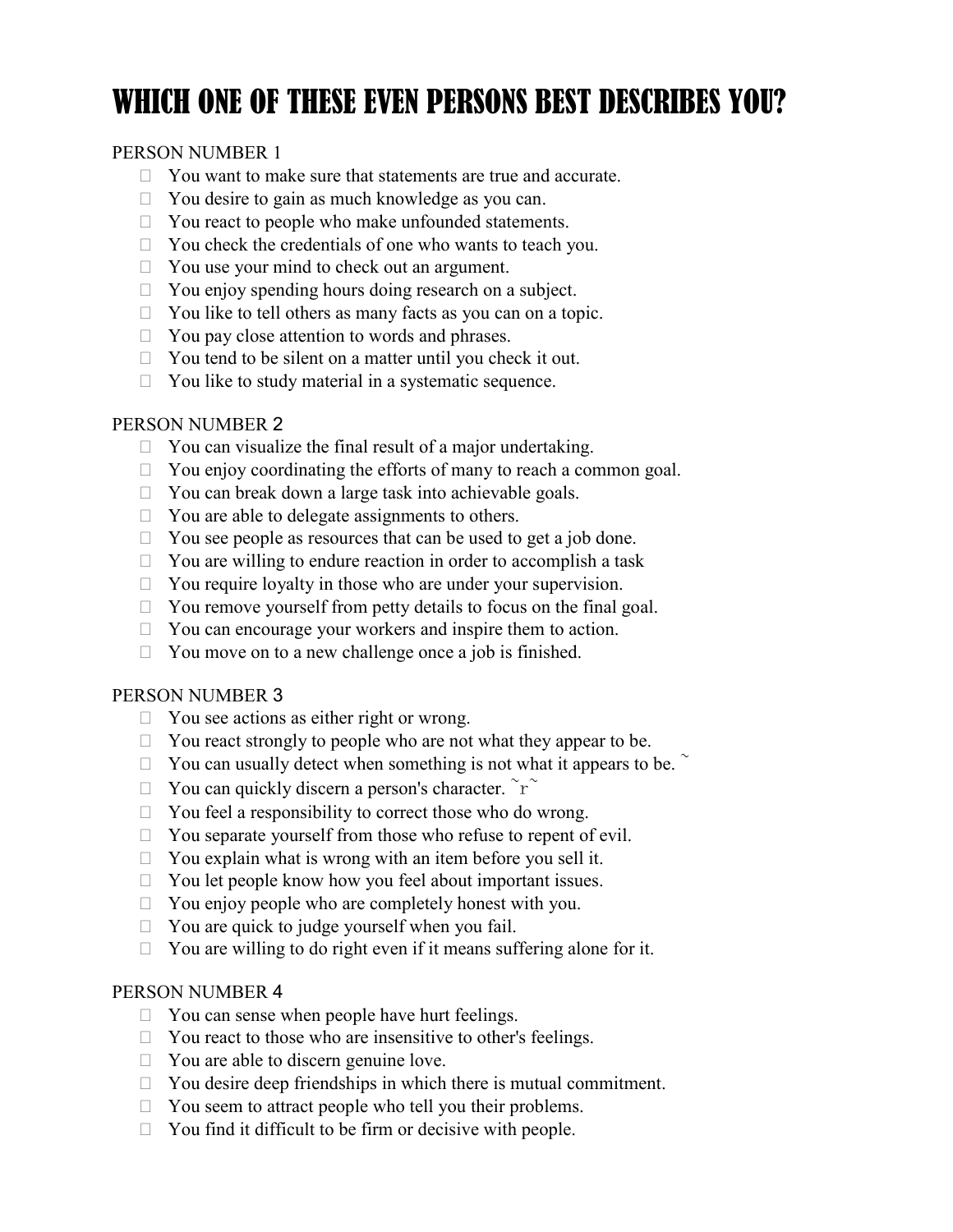# WHICH ONE OF THESE EVEN PERSONS BEST DESCRIBES YOU?

PERSON NUMBER 1

- You want to make sure that statements are true and accurate.
- You desire to gain as much knowledge as you can.
- You react to people who make unfounded statements.
- You check the credentials of one who wants to teach you.
- You use your mind to check out an argument.
- You enjoy spending hours doing research on a subject.
- You like to tell others as many facts as you can on a topic.
- You pay close attention to words and phrases.
- You tend to be silent on a matter until you check it out.
- You like to study material in a systematic sequence.

PERSON NUMBER 2

- You can visualize the final result of a major undertaking.
- You enjoy coordinating the efforts of many to reach a common goal.
- You can break down a large task into achievable goals.
- You are able to delegate assignments to others.
- You see people as resources that can be used to get a job done.
- You are willing to endure reaction in order to accomplish a task
- You require loyalty in those who are under your supervision.
- You remove yourself from petty details to focus on the final goal.
- You can encourage your workers and inspire them to action.
- You move on to a new challenge once a job is finished.

PERSON NUMBER 3

- You see actions as either right or wrong.
- You react strongly to people who are not what they appear to be.
- You can usually detect when something is not what it appears to be. ~
- You can quickly discern a person's character. ~r~
- You feel a responsibility to correct those who do wrong.
- You separate yourself from those who refuse to repent of evil.
- You explain what is wrong with an item before you sell it.
- You let people know how you feel about important issues.
- You enjoy people who are completely honest with you.
- You are quick to judge yourself when you fail.
- You are willing to do right even if it means suffering alone for it.

PERSON NUMBER 4

- You can sense when people have hurt feelings.
- You react to those who are insensitive to other's feelings.
- You are able to discern genuine love.
- You desire deep friendships in which there is mutual commitment.
- You seem to attract people who tell you their problems.
- You find it difficult to be firm or decisive with people.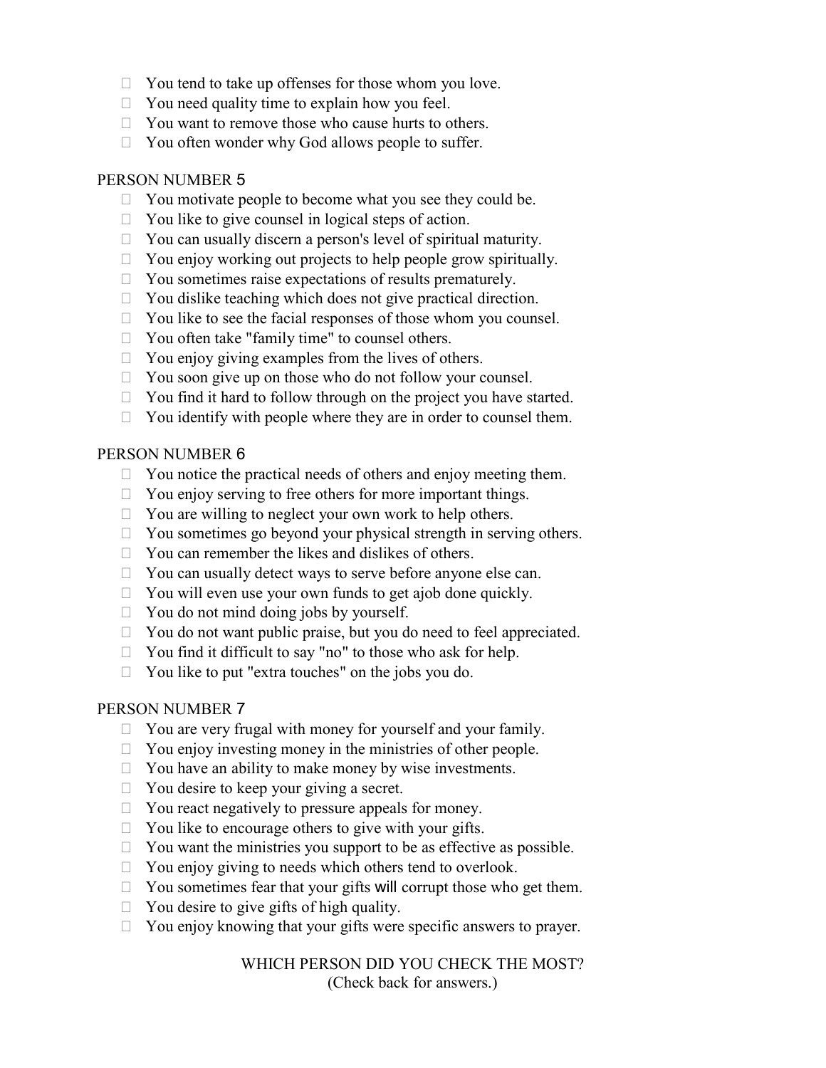- You tend to take up offenses for those whom you love.
- You need quality time to explain how you feel.
- You want to remove those who cause hurts to others.
- You often wonder why God allows people to suffer.

PERSON NUMBER 5

- You motivate people to become what you see they could be.
- You like to give counsel in logical steps of action.
- You can usually discern a person's level of spiritual maturity.
- You enjoy working out projects to help people grow spiritually.
- You sometimes raise expectations of results prematurely.
- You dislike teaching which does not give practical direction.
- You like to see the facial responses of those whom you counsel.
- You often take "family time" to counsel others.
- You enjoy giving examples from the lives of others.
- You soon give up on those who do not follow your counsel.
- You find it hard to follow through on the project you have started.
- You identify with people where they are in order to counsel them.

PERSON NUMBER 6

- You notice the practical needs of others and enjoy meeting them.
- You enjoy serving to free others for more important things.
- You are willing to neglect your own work to help others.
- You sometimes go beyond your physical strength in serving others.
- You can remember the likes and dislikes of others.
- You can usually detect ways to serve before anyone else can.
- You will even use your own funds to get ajob done quickly.
- You do not mind doing jobs by yourself.
- You do not want public praise, but you do need to feel appreciated.
- You find it difficult to say "no" to those who ask for help.
- You like to put "extra touches" on the jobs you do.

PERSON NUMBER 7

- You are very frugal with money for yourself and your family.
- You enjoy investing money in the ministries of other people.
- You have an ability to make money by wise investments.
- You desire to keep your giving a secret.
- You react negatively to pressure appeals for money.
- You like to encourage others to give with your gifts.
- You want the ministries you support to be as effective as possible.
- You enjoy giving to needs which others tend to overlook.
- You sometimes fear that your gifts will corrupt those who get them.
- You desire to give gifts of high quality.
- You enjoy knowing that your gifts were specific answers to prayer.

WHICH PERSON DID YOU CHECK THE MOST?
(Check back for answers.)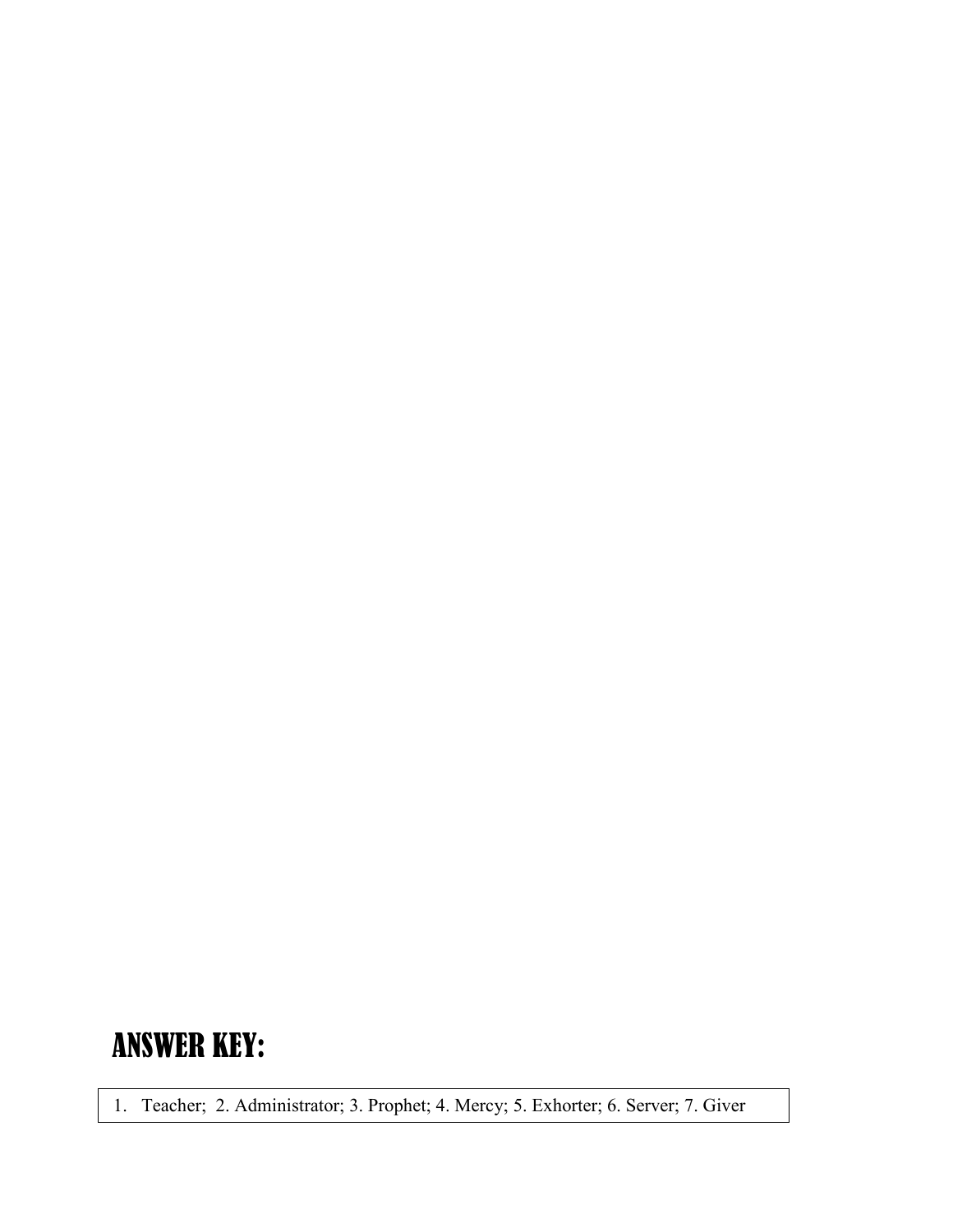## ANSWER KEY:

1. Teacher; 2. Administrator; 3. Prophet; 4. Mercy; 5. Exhorter; 6. Server; 7. Giver